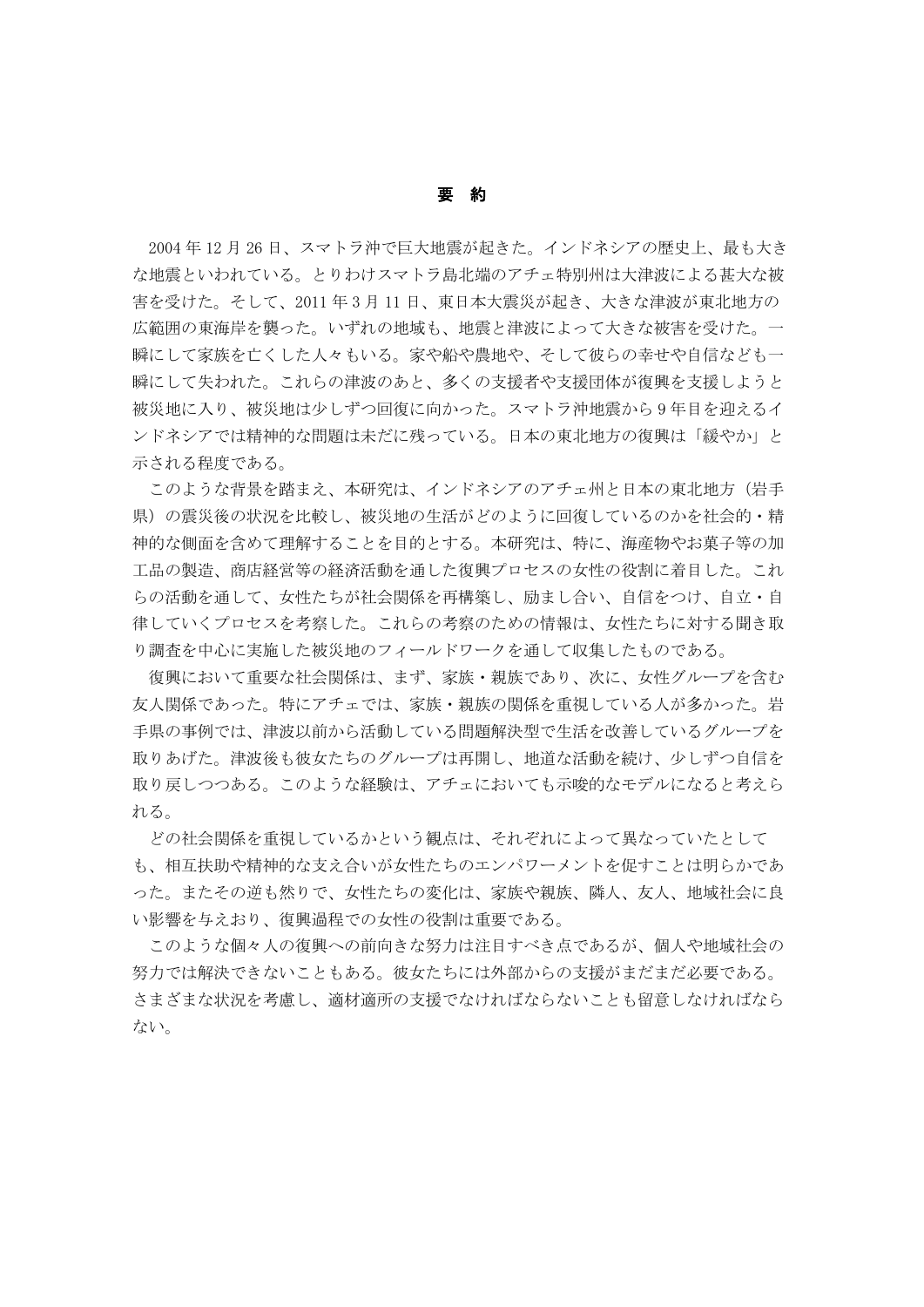# 要　約

2004 年 12 月 26 日、スマトラ沖で巨大地震が起きた。インドネシアの歴史上、最も大きな地震といわれている。とりわけスマトラ島北端のアチェ特別州は大津波による甚大な被害を受けた。そして、2011 年 3 月 11 日、東日本大震災が起き、大きな津波が東北地方の広範囲の東海岸を襲った。いずれの地域も、地震と津波によって大きな被害を受けた。一瞬にして家族を亡くした人々もいる。家や船や農地や、そして彼らの幸せや自信なども一瞬にして失われた。これらの津波のあと、多くの支援者や支援団体が復興を支援しようと被災地に入り、被災地は少しずつ回復に向かった。スマトラ沖地震から 9 年目を迎えるインドネシアでは精神的な問題は未だに残っている。日本の東北地方の復興は「緩やか」と示される程度である。

このような背景を踏まえ、本研究は、インドネシアのアチェ州と日本の東北地方（岩手県）の震災後の状況を比較し、被災地の生活がどのように回復しているのかを社会的・精神的な側面を含めて理解することを目的とする。本研究は、特に、海産物やお菓子等の加工品の製造、商店経営等の経済活動を通した復興プロセスの女性の役割に着目した。これらの活動を通して、女性たちが社会関係を再構築し、励まし合い、自信をつけ、自立・自律していくプロセスを考察した。これらの考察のための情報は、女性たちに対する聞き取り調査を中心に実施した被災地のフィールドワークを通して収集したものである。

復興において重要な社会関係は、まず、家族・親族であり、次に、女性グループを含む友人関係であった。特にアチェでは、家族・親族の関係を重視している人が多かった。岩手県の事例では、津波以前から活動している問題解決型で生活を改善しているグループを取りあげた。津波後も彼女たちのグループは再開し、地道な活動を続け、少しずつ自信を取り戻しつつある。このような経験は、アチェにおいても示唆的なモデルになると考えられる。

どの社会関係を重視しているかという観点は、それぞれによって異なっていたとしても、相互扶助や精神的な支え合いが女性たちのエンパワーメントを促すことは明らかであった。またその逆も然りで、女性たちの変化は、家族や親族、隣人、友人、地域社会に良い影響を与えており、復興過程での女性の役割は重要である。

このような個々人の復興への前向きな努力は注目すべき点であるが、個人や地域社会の努力では解決できないこともある。彼女たちには外部からの支援がまだまだ必要である。さまざまな状況を考慮し、適材適所の支援でなければならないことも留意しなければならない。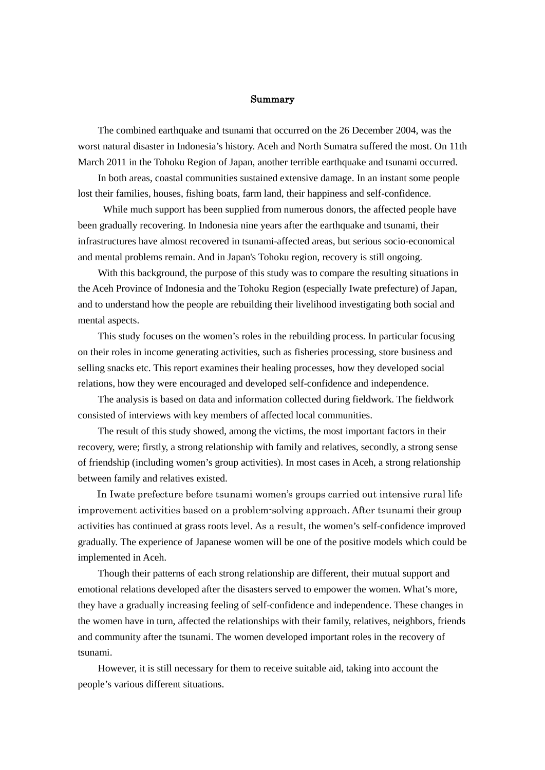# Summary

The combined earthquake and tsunami that occurred on the 26 December 2004, was the worst natural disaster in Indonesia's history. Aceh and North Sumatra suffered the most. On 11th March 2011 in the Tohoku Region of Japan, another terrible earthquake and tsunami occurred.

In both areas, coastal communities sustained extensive damage. In an instant some people lost their families, houses, fishing boats, farm land, their happiness and self-confidence.

While much support has been supplied from numerous donors, the affected people have been gradually recovering. In Indonesia nine years after the earthquake and tsunami, their infrastructures have almost recovered in tsunami-affected areas, but serious socio-economical and mental problems remain. And in Japan's Tohoku region, recovery is still ongoing.

With this background, the purpose of this study was to compare the resulting situations in the Aceh Province of Indonesia and the Tohoku Region (especially Iwate prefecture) of Japan, and to understand how the people are rebuilding their livelihood investigating both social and mental aspects.

This study focuses on the women's roles in the rebuilding process. In particular focusing on their roles in income generating activities, such as fisheries processing, store business and selling snacks etc. This report examines their healing processes, how they developed social relations, how they were encouraged and developed self-confidence and independence.

The analysis is based on data and information collected during fieldwork. The fieldwork consisted of interviews with key members of affected local communities.

The result of this study showed, among the victims, the most important factors in their recovery, were; firstly, a strong relationship with family and relatives, secondly, a strong sense of friendship (including women's group activities). In most cases in Aceh, a strong relationship between family and relatives existed.

In Iwate prefecture before tsunami women's groups carried out intensive rural life improvement activities based on a problem-solving approach. After tsunami their group activities has continued at grass roots level. As a result, the women's self-confidence improved gradually. The experience of Japanese women will be one of the positive models which could be implemented in Aceh.

Though their patterns of each strong relationship are different, their mutual support and emotional relations developed after the disasters served to empower the women. What's more, they have a gradually increasing feeling of self-confidence and independence. These changes in the women have in turn, affected the relationships with their family, relatives, neighbors, friends and community after the tsunami. The women developed important roles in the recovery of tsunami.

However, it is still necessary for them to receive suitable aid, taking into account the people's various different situations.